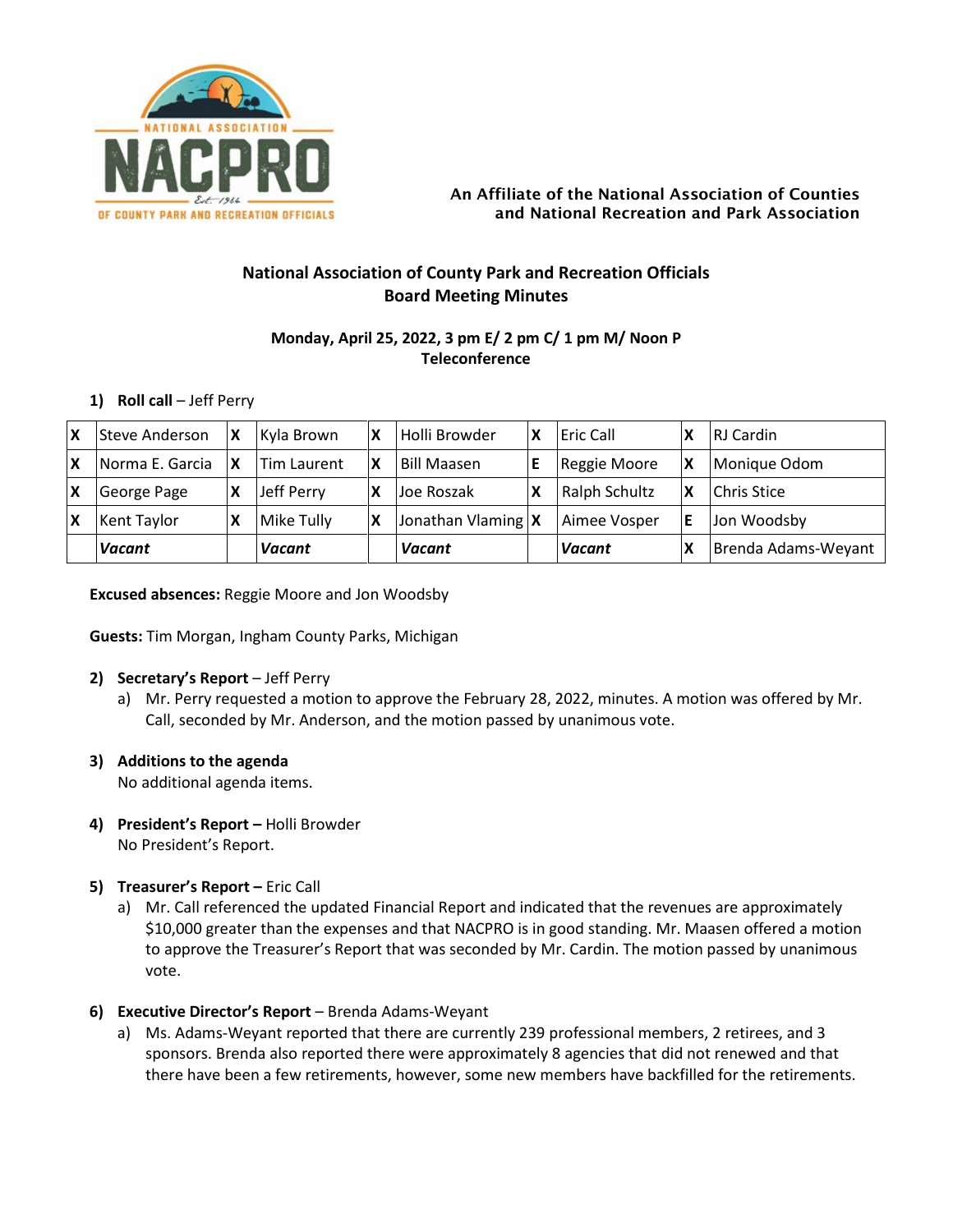An Affiliate of the National Association of Counties
and National Recreation and Park Association

## National Association of County Park and Recreation Officials
## Board Meeting Minutes

**Monday, April 25, 2022, 3 pm E/ 2 pm C/ 1 pm M/ Noon P**
**Teleconference**

1) **Roll call** – Jeff Perry

| | | | | | | | | | |
|---|---|---|---|---|---|---|---|---|---|
| X | Steve Anderson | X | Kyla Brown | X | Holli Browder | X | Eric Call | X | RJ Cardin |
| X | Norma E. Garcia | X | Tim Laurent | X | Bill Maasen | E | Reggie Moore | X | Monique Odom |
| X | George Page | X | Jeff Perry | X | Joe Roszak | X | Ralph Schultz | X | Chris Stice |
| X | Kent Taylor | X | Mike Tully | X | Jonathan Vlaming | X | Aimee Vosper | E | Jon Woodsby |
| | ***Vacant*** | | ***Vacant*** | | ***Vacant*** | | ***Vacant*** | X | Brenda Adams-Weyant |

**Excused absences:** Reggie Moore and Jon Woodsby

**Guests:** Tim Morgan, Ingham County Parks, Michigan

2) **Secretary's Report** – Jeff Perry
   a) Mr. Perry requested a motion to approve the February 28, 2022, minutes. A motion was offered by Mr. Call, seconded by Mr. Anderson, and the motion passed by unanimous vote.

3) **Additions to the agenda**
   No additional agenda items.

4) **President's Report –** Holli Browder
   No President's Report.

5) **Treasurer's Report –** Eric Call
   a) Mr. Call referenced the updated Financial Report and indicated that the revenues are approximately $10,000 greater than the expenses and that NACPRO is in good standing. Mr. Maasen offered a motion to approve the Treasurer's Report that was seconded by Mr. Cardin. The motion passed by unanimous vote.

6) **Executive Director's Report** – Brenda Adams-Weyant
   a) Ms. Adams-Weyant reported that there are currently 239 professional members, 2 retirees, and 3 sponsors. Brenda also reported there were approximately 8 agencies that did not renewed and that there have been a few retirements, however, some new members have backfilled for the retirements.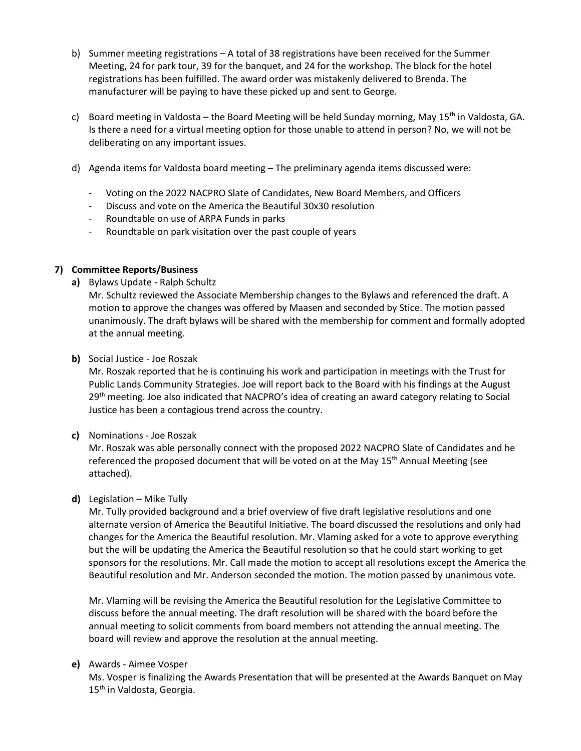b) Summer meeting registrations – A total of 38 registrations have been received for the Summer Meeting, 24 for park tour, 39 for the banquet, and 24 for the workshop. The block for the hotel registrations has been fulfilled. The award order was mistakenly delivered to Brenda. The manufacturer will be paying to have these picked up and sent to George.

c) Board meeting in Valdosta – the Board Meeting will be held Sunday morning, May 15th in Valdosta, GA. Is there a need for a virtual meeting option for those unable to attend in person? No, we will not be deliberating on any important issues.

d) Agenda items for Valdosta board meeting – The preliminary agenda items discussed were:

- Voting on the 2022 NACPRO Slate of Candidates, New Board Members, and Officers
- Discuss and vote on the America the Beautiful 30x30 resolution
- Roundtable on use of ARPA Funds in parks
- Roundtable on park visitation over the past couple of years

**7) Committee Reports/Business**

**a)** Bylaws Update - Ralph Schultz
Mr. Schultz reviewed the Associate Membership changes to the Bylaws and referenced the draft. A motion to approve the changes was offered by Maasen and seconded by Stice. The motion passed unanimously. The draft bylaws will be shared with the membership for comment and formally adopted at the annual meeting.

**b)** Social Justice - Joe Roszak
Mr. Roszak reported that he is continuing his work and participation in meetings with the Trust for Public Lands Community Strategies. Joe will report back to the Board with his findings at the August 29th meeting. Joe also indicated that NACPRO's idea of creating an award category relating to Social Justice has been a contagious trend across the country.

**c)** Nominations - Joe Roszak
Mr. Roszak was able personally connect with the proposed 2022 NACPRO Slate of Candidates and he referenced the proposed document that will be voted on at the May 15th Annual Meeting (see attached).

**d)** Legislation – Mike Tully
Mr. Tully provided background and a brief overview of five draft legislative resolutions and one alternate version of America the Beautiful Initiative. The board discussed the resolutions and only had changes for the America the Beautiful resolution. Mr. Vlaming asked for a vote to approve everything but the will be updating the America the Beautiful resolution so that he could start working to get sponsors for the resolutions. Mr. Call made the motion to accept all resolutions except the America the Beautiful resolution and Mr. Anderson seconded the motion. The motion passed by unanimous vote.

Mr. Vlaming will be revising the America the Beautiful resolution for the Legislative Committee to discuss before the annual meeting. The draft resolution will be shared with the board before the annual meeting to solicit comments from board members not attending the annual meeting. The board will review and approve the resolution at the annual meeting.

**e)** Awards - Aimee Vosper
Ms. Vosper is finalizing the Awards Presentation that will be presented at the Awards Banquet on May 15th in Valdosta, Georgia.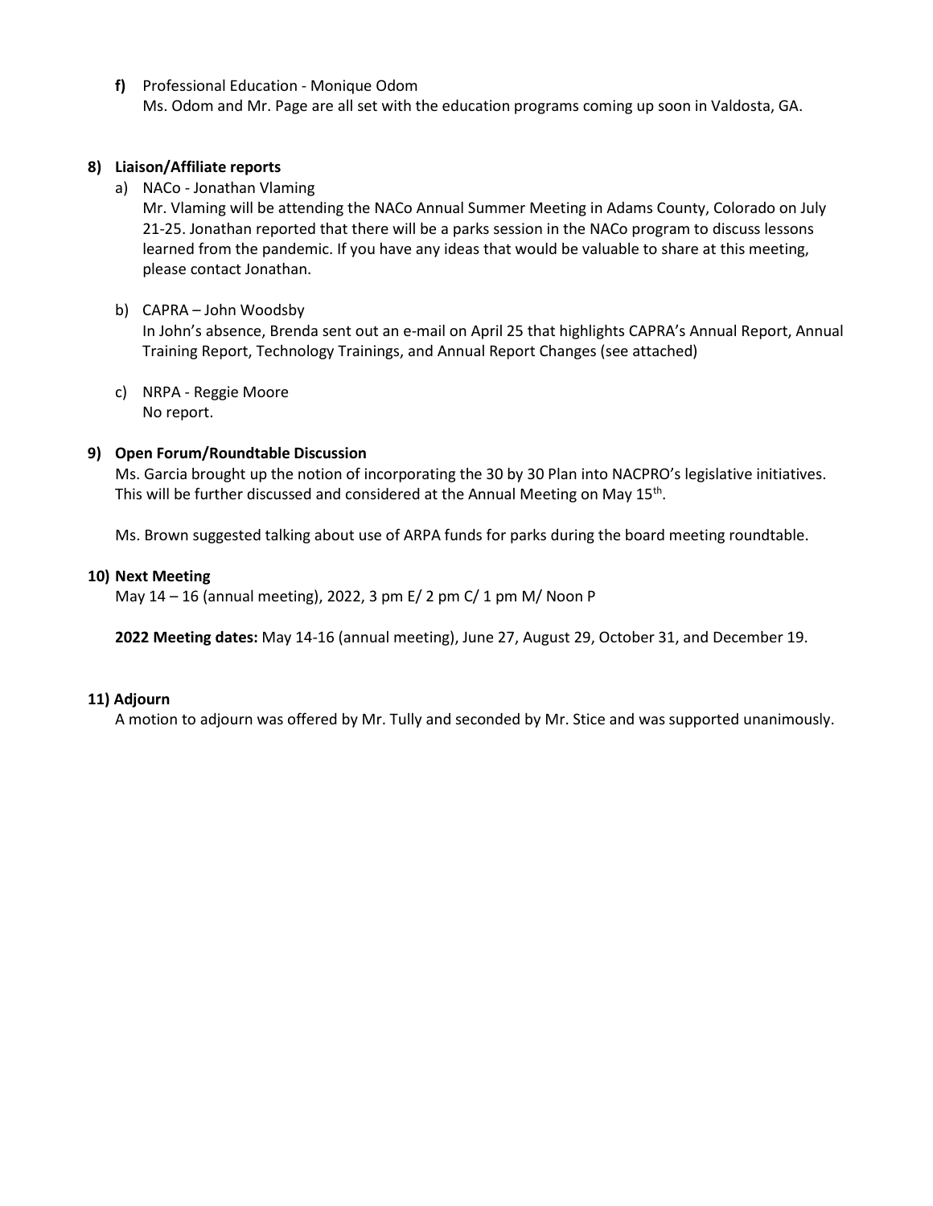**f)** Professional Education - Monique Odom
Ms. Odom and Mr. Page are all set with the education programs coming up soon in Valdosta, GA.

**8) Liaison/Affiliate reports**

a) NACo - Jonathan Vlaming
Mr. Vlaming will be attending the NACo Annual Summer Meeting in Adams County, Colorado on July 21-25. Jonathan reported that there will be a parks session in the NACo program to discuss lessons learned from the pandemic. If you have any ideas that would be valuable to share at this meeting, please contact Jonathan.

b) CAPRA – John Woodsby
In John's absence, Brenda sent out an e-mail on April 25 that highlights CAPRA's Annual Report, Annual Training Report, Technology Trainings, and Annual Report Changes (see attached)

c) NRPA - Reggie Moore
No report.

**9) Open Forum/Roundtable Discussion**

Ms. Garcia brought up the notion of incorporating the 30 by 30 Plan into NACPRO's legislative initiatives. This will be further discussed and considered at the Annual Meeting on May 15th.

Ms. Brown suggested talking about use of ARPA funds for parks during the board meeting roundtable.

**10) Next Meeting**

May 14 – 16 (annual meeting), 2022, 3 pm E/ 2 pm C/ 1 pm M/ Noon P

**2022 Meeting dates:** May 14-16 (annual meeting), June 27, August 29, October 31, and December 19.

**11) Adjourn**

A motion to adjourn was offered by Mr. Tully and seconded by Mr. Stice and was supported unanimously.